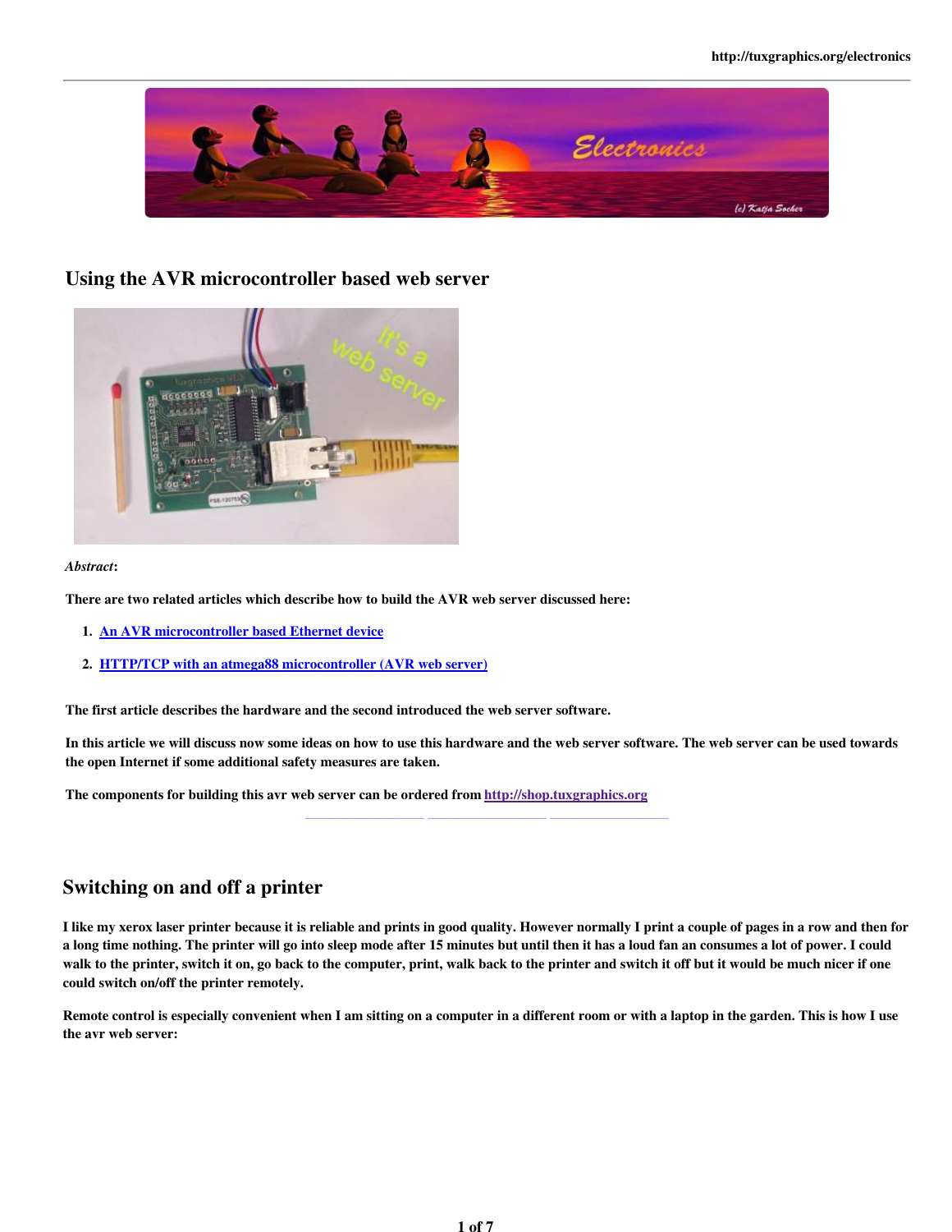# Using the AVR microcontroller based web server

*Abstract*:

**There are two related articles which describe how to build the AVR web server discussed here:**

1. **An AVR microcontroller based Ethernet device**
2. **HTTP/TCP with an atmega88 microcontroller (AVR web server)**

**The first article describes the hardware and the second introduced the web server software.**

**In this article we will discuss now some ideas on how to use this hardware and the web server software. The web server can be used towards the open Internet if some additional safety measures are taken.**

**The components for building this avr web server can be ordered from http://shop.tuxgraphics.org**

## Switching on and off a printer

**I like my xerox laser printer because it is reliable and prints in good quality. However normally I print a couple of pages in a row and then for a long time nothing. The printer will go into sleep mode after 15 minutes but until then it has a loud fan an consumes a lot of power. I could walk to the printer, switch it on, go back to the computer, print, walk back to the printer and switch it off but it would be much nicer if one could switch on/off the printer remotely.**

**Remote control is especially convenient when I am sitting on a computer in a different room or with a laptop in the garden. This is how I use the avr web server:**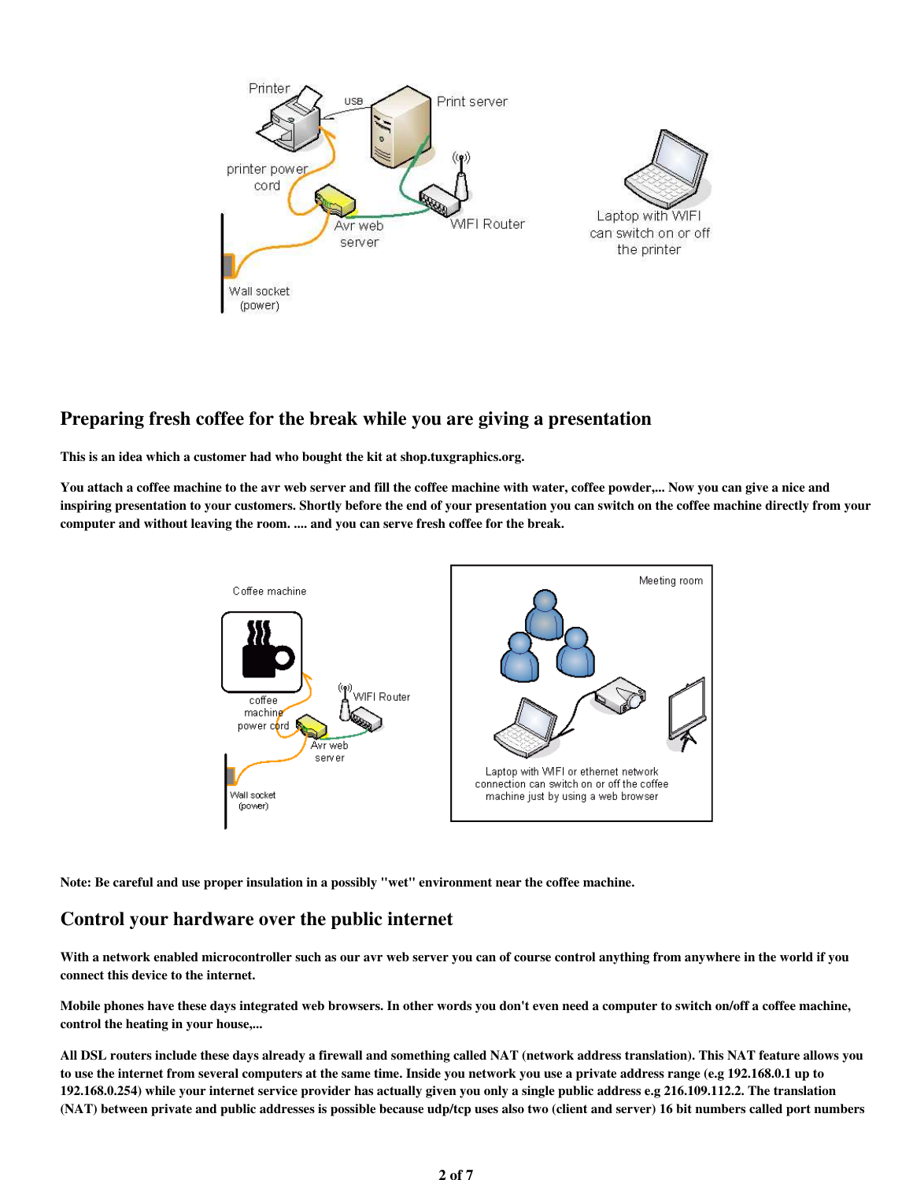## Preparing fresh coffee for the break while you are giving a presentation

**This is an idea which a customer had who bought the kit at shop.tuxgraphics.org.**

**You attach a coffee machine to the avr web server and fill the coffee machine with water, coffee powder,... Now you can give a nice and inspiring presentation to your customers. Shortly before the end of your presentation you can switch on the coffee machine directly from your computer and without leaving the room. .... and you can serve fresh coffee for the break.**

**Note: Be careful and use proper insulation in a possibly "wet" environment near the coffee machine.**

## Control your hardware over the public internet

**With a network enabled microcontroller such as our avr web server you can of course control anything from anywhere in the world if you connect this device to the internet.**

**Mobile phones have these days integrated web browsers. In other words you don't even need a computer to switch on/off a coffee machine, control the heating in your house,...**

**All DSL routers include these days already a firewall and something called NAT (network address translation). This NAT feature allows you to use the internet from several computers at the same time. Inside you network you use a private address range (e.g 192.168.0.1 up to 192.168.0.254) while your internet service provider has actually given you only a single public address e.g 216.109.112.2. The translation (NAT) between private and public addresses is possible because udp/tcp uses also two (client and server) 16 bit numbers called port numbers**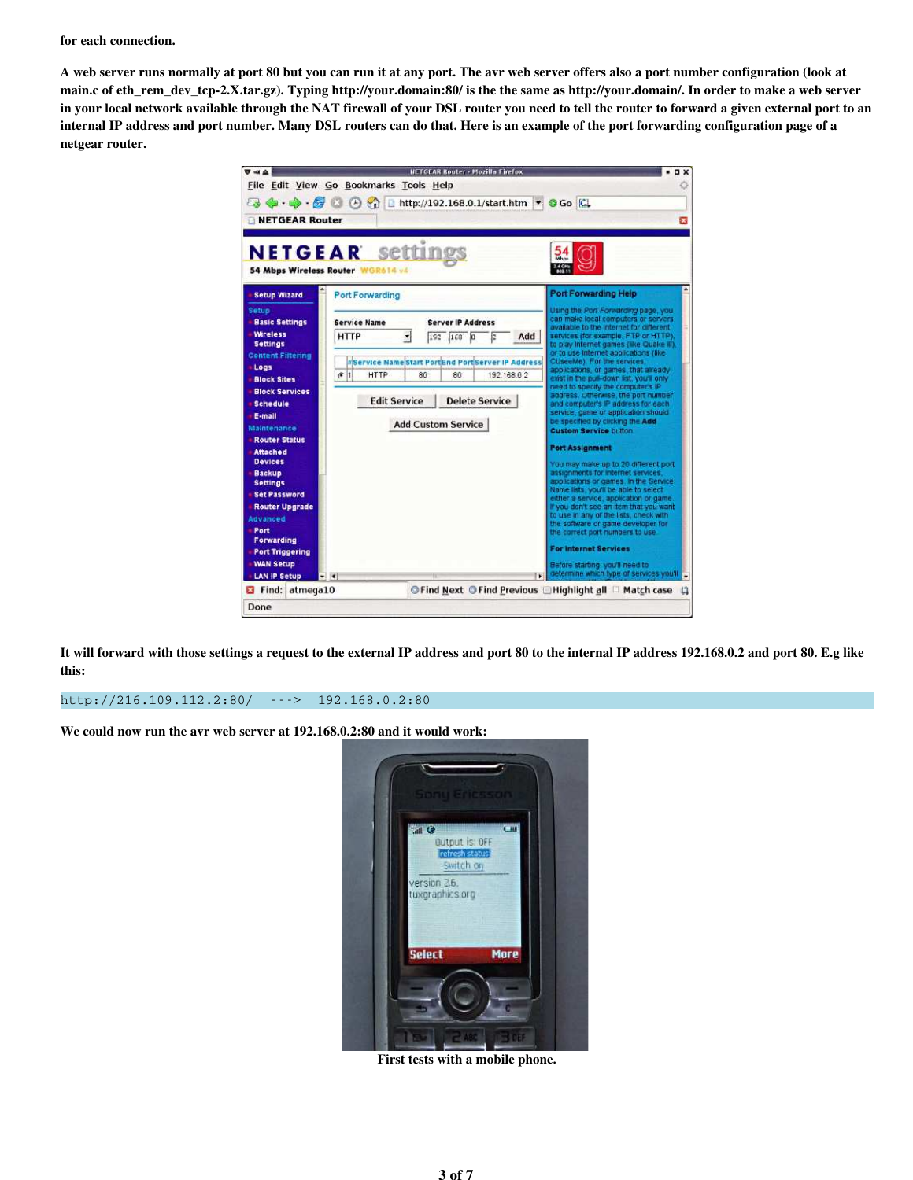**for each connection.**

**A web server runs normally at port 80 but you can run it at any port. The avr web server offers also a port number configuration (look at main.c of eth_rem_dev_tcp-2.X.tar.gz). Typing http://your.domain:80/ is the the same as http://your.domain/. In order to make a web server in your local network available through the NAT firewall of your DSL router you need to tell the router to forward a given external port to an internal IP address and port number. Many DSL routers can do that. Here is an example of the port forwarding configuration page of a netgear router.**

**It will forward with those settings a request to the external IP address and port 80 to the internal IP address 192.168.0.2 and port 80. E.g like this:**

```
http://216.109.112.2:80/   --->  192.168.0.2:80
```

**We could now run the avr web server at 192.168.0.2:80 and it would work:**

**First tests with a mobile phone.**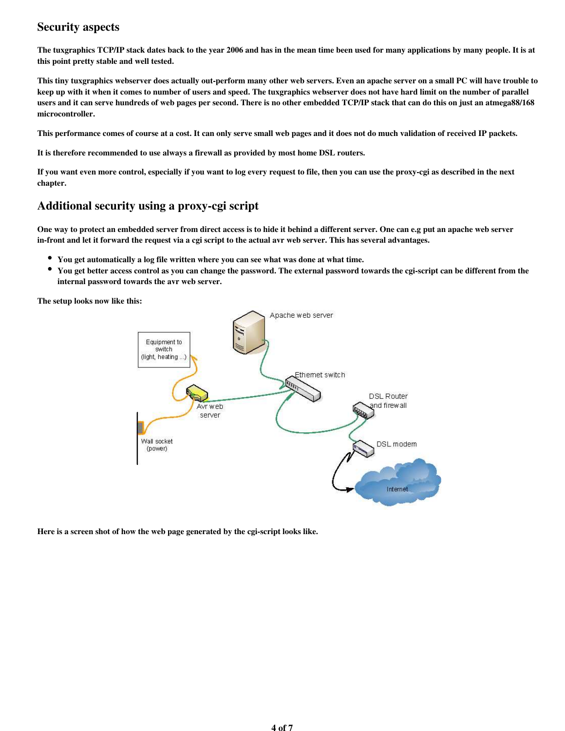## Security aspects

The tuxgraphics TCP/IP stack dates back to the year 2006 and has in the mean time been used for many applications by many people. It is at this point pretty stable and well tested.

This tiny tuxgraphics webserver does actually out-perform many other web servers. Even an apache server on a small PC will have trouble to keep up with it when it comes to number of users and speed. The tuxgraphics webserver does not have hard limit on the number of parallel users and it can serve hundreds of web pages per second. There is no other embedded TCP/IP stack that can do this on just an atmega88/168 microcontroller.

This performance comes of course at a cost. It can only serve small web pages and it does not do much validation of received IP packets.

It is therefore recommended to use always a firewall as provided by most home DSL routers.

If you want even more control, especially if you want to log every request to file, then you can use the proxy-cgi as described in the next chapter.

## Additional security using a proxy-cgi script

One way to protect an embedded server from direct access is to hide it behind a different server. One can e.g put an apache web server in-front and let it forward the request via a cgi script to the actual avr web server. This has several advantages.

- You get automatically a log file written where you can see what was done at what time.
- You get better access control as you can change the password. The external password towards the cgi-script can be different from the internal password towards the avr web server.

The setup looks now like this:

Here is a screen shot of how the web page generated by the cgi-script looks like.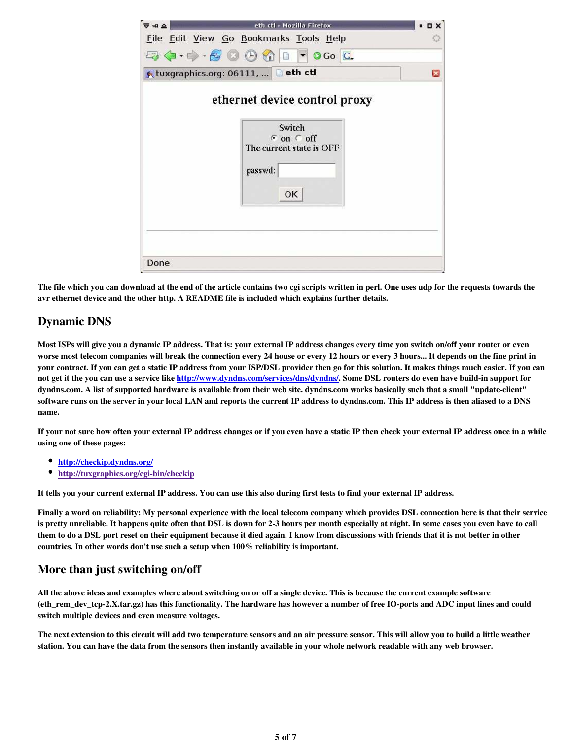The file which you can download at the end of the article contains two cgi scripts written in perl. One uses udp for the requests towards the avr ethernet device and the other http. A README file is included which explains further details.

## Dynamic DNS

Most ISPs will give you a dynamic IP address. That is: your external IP address changes every time you switch on/off your router or even worse most telecom companies will break the connection every 24 house or every 12 hours or every 3 hours... It depends on the fine print in your contract. If you can get a static IP address from your ISP/DSL provider then go for this solution. It makes things much easier. If you can not get it the you can use a service like http://www.dyndns.com/services/dns/dyndns/. Some DSL routers do even have build-in support for dyndns.com. A list of supported hardware is available from their web site. dyndns.com works basically such that a small "update-client" software runs on the server in your local LAN and reports the current IP address to dyndns.com. This IP address is then aliased to a DNS name.

If your not sure how often your external IP address changes or if you even have a static IP then check your external IP address once in a while using one of these pages:

- http://checkip.dyndns.org/
- http://tuxgraphics.org/cgi-bin/checkip

It tells you your current external IP address. You can use this also during first tests to find your external IP address.

Finally a word on reliability: My personal experience with the local telecom company which provides DSL connection here is that their service is pretty unreliable. It happens quite often that DSL is down for 2-3 hours per month especially at night. In some cases you even have to call them to do a DSL port reset on their equipment because it died again. I know from discussions with friends that it is not better in other countries. In other words don't use such a setup when 100% reliability is important.

## More than just switching on/off

All the above ideas and examples where about switching on or off a single device. This is because the current example software (eth_rem_dev_tcp-2.X.tar.gz) has this functionality. The hardware has however a number of free IO-ports and ADC input lines and could switch multiple devices and even measure voltages.

The next extension to this circuit will add two temperature sensors and an air pressure sensor. This will allow you to build a little weather station. You can have the data from the sensors then instantly available in your whole network readable with any web browser.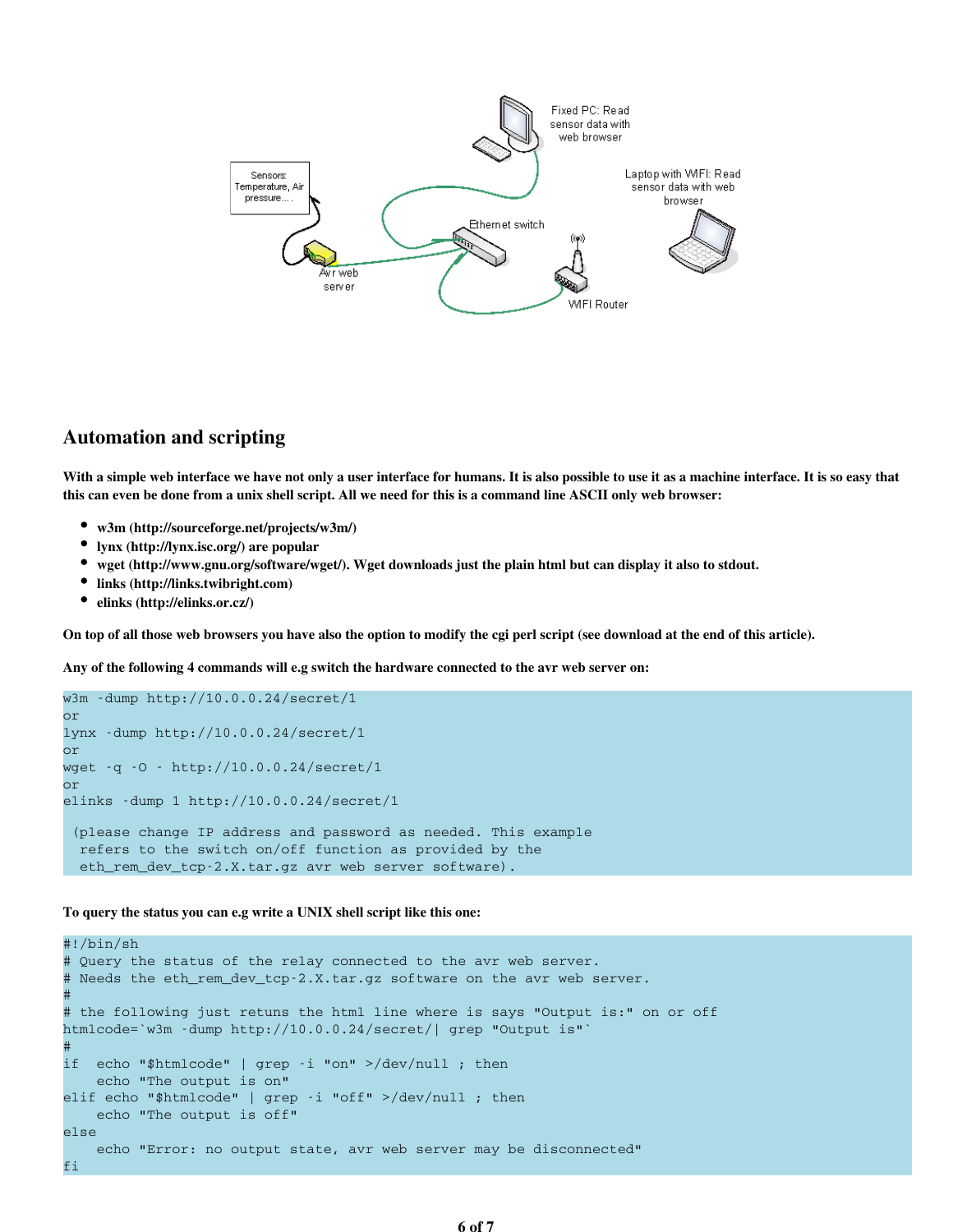## Automation and scripting

**With a simple web interface we have not only a user interface for humans. It is also possible to use it as a machine interface. It is so easy that this can even be done from a unix shell script. All we need for this is a command line ASCII only web browser:**

- **w3m (http://sourceforge.net/projects/w3m/)**
- **lynx (http://lynx.isc.org/) are popular**
- **wget (http://www.gnu.org/software/wget/). Wget downloads just the plain html but can display it also to stdout.**
- **links (http://links.twibright.com)**
- **elinks (http://elinks.or.cz/)**

**On top of all those web browsers you have also the option to modify the cgi perl script (see download at the end of this article).**

**Any of the following 4 commands will e.g switch the hardware connected to the avr web server on:**

```
w3m -dump http://10.0.0.24/secret/1
or
lynx -dump http://10.0.0.24/secret/1
or
wget -q -O - http://10.0.0.24/secret/1
or
elinks -dump 1 http://10.0.0.24/secret/1

 (please change IP address and password as needed. This example
  refers to the switch on/off function as provided by the
  eth_rem_dev_tcp-2.X.tar.gz avr web server software).
```

**To query the status you can e.g write a UNIX shell script like this one:**

```
#!/bin/sh
# Query the status of the relay connected to the avr web server.
# Needs the eth_rem_dev_tcp-2.X.tar.gz software on the avr web server.
#
# the following just retuns the html line where is says "Output is:" on or off
htmlcode=`w3m -dump http://10.0.0.24/secret/| grep "Output is"`
#
if  echo "$htmlcode" | grep -i "on" >/dev/null ; then
    echo "The output is on"
elif echo "$htmlcode" | grep -i "off" >/dev/null ; then
    echo "The output is off"
else
    echo "Error: no output state, avr web server may be disconnected"
fi
```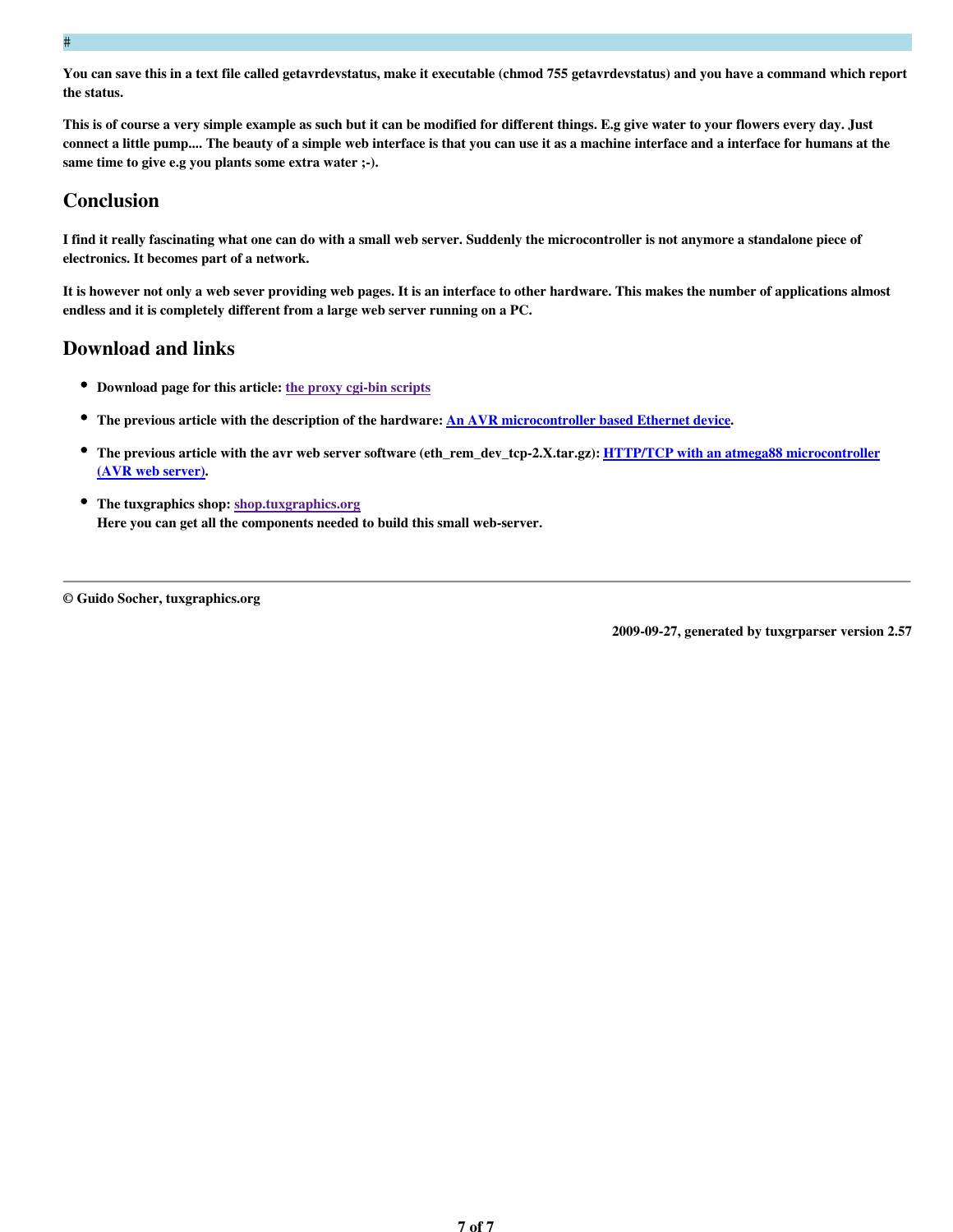```
#
```

**You can save this in a text file called getavrdevstatus, make it executable (chmod 755 getavrdevstatus) and you have a command which report the status.**

**This is of course a very simple example as such but it can be modified for different things. E.g give water to your flowers every day. Just connect a little pump.... The beauty of a simple web interface is that you can use it as a machine interface and a interface for humans at the same time to give e.g you plants some extra water ;-).**

## Conclusion

**I find it really fascinating what one can do with a small web server. Suddenly the microcontroller is not anymore a standalone piece of electronics. It becomes part of a network.**

**It is however not only a web sever providing web pages. It is an interface to other hardware. This makes the number of applications almost endless and it is completely different from a large web server running on a PC.**

## Download and links

- **Download page for this article: the proxy cgi-bin scripts**
- **The previous article with the description of the hardware: An AVR microcontroller based Ethernet device.**
- **The previous article with the avr web server software (eth_rem_dev_tcp-2.X.tar.gz): HTTP/TCP with an atmega88 microcontroller (AVR web server).**
- **The tuxgraphics shop: shop.tuxgraphics.org**
  **Here you can get all the components needed to build this small web-server.**

---

**© Guido Socher, tuxgraphics.org**

**2009-09-27, generated by tuxgrparser version 2.57**